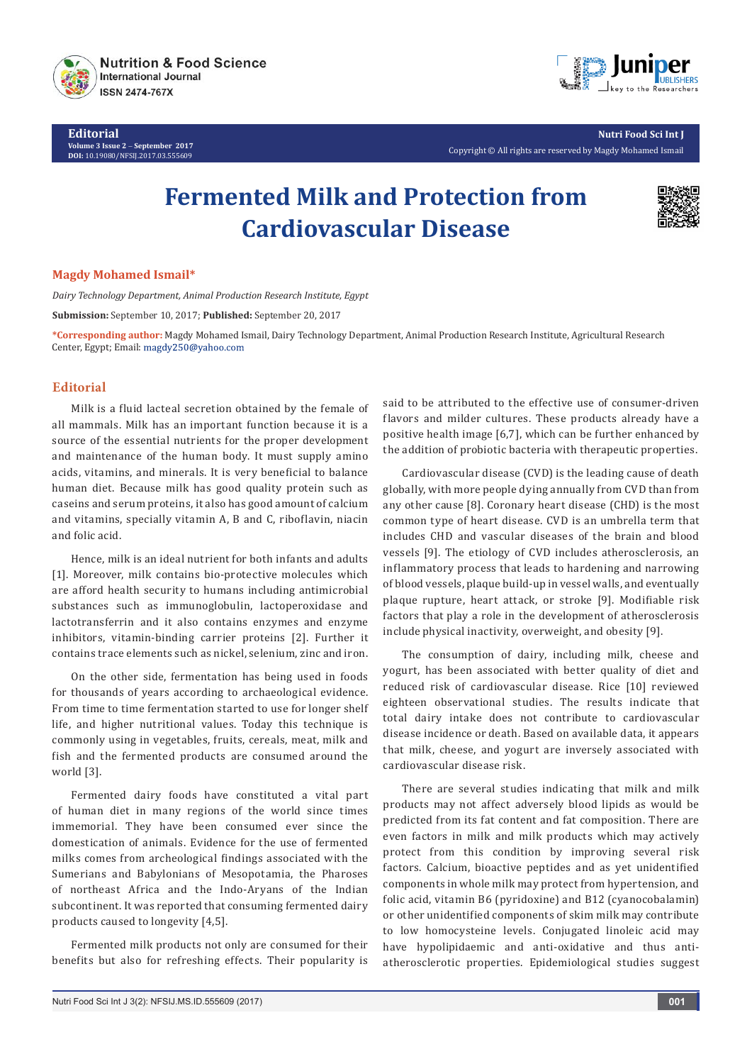Editorial

# Fermented Milk and Protection from Cardiovascular Disease

**Magdy Mohamed Ismail***

*Dairy Technology Department, Animal Production Research Institute, Egypt*

**Submission:** September 10, 2017; **Published:** September 20, 2017

***Corresponding author:** Magdy Mohamed Ismail, Dairy Technology Department, Animal Production Research Institute, Agricultural Research Center, Egypt; Email: magdy250@yahoo.com

## Editorial

Milk is a fluid lacteal secretion obtained by the female of all mammals. Milk has an important function because it is a source of the essential nutrients for the proper development and maintenance of the human body. It must supply amino acids, vitamins, and minerals. It is very beneficial to balance human diet. Because milk has good quality protein such as caseins and serum proteins, it also has good amount of calcium and vitamins, specially vitamin A, B and C, riboflavin, niacin and folic acid.

Hence, milk is an ideal nutrient for both infants and adults [1]. Moreover, milk contains bio-protective molecules which are afford health security to humans including antimicrobial substances such as immunoglobulin, lactoperoxidase and lactotransferrin and it also contains enzymes and enzyme inhibitors, vitamin-binding carrier proteins [2]. Further it contains trace elements such as nickel, selenium, zinc and iron.

On the other side, fermentation has being used in foods for thousands of years according to archaeological evidence. From time to time fermentation started to use for longer shelf life, and higher nutritional values. Today this technique is commonly using in vegetables, fruits, cereals, meat, milk and fish and the fermented products are consumed around the world [3].

Fermented dairy foods have constituted a vital part of human diet in many regions of the world since times immemorial. They have been consumed ever since the domestication of animals. Evidence for the use of fermented milks comes from archeological findings associated with the Sumerians and Babylonians of Mesopotamia, the Pharoses of northeast Africa and the Indo-Aryans of the Indian subcontinent. It was reported that consuming fermented dairy products caused to longevity [4,5].

Fermented milk products not only are consumed for their benefits but also for refreshing effects. Their popularity is said to be attributed to the effective use of consumer-driven flavors and milder cultures. These products already have a positive health image [6,7], which can be further enhanced by the addition of probiotic bacteria with therapeutic properties.

Cardiovascular disease (CVD) is the leading cause of death globally, with more people dying annually from CVD than from any other cause [8]. Coronary heart disease (CHD) is the most common type of heart disease. CVD is an umbrella term that includes CHD and vascular diseases of the brain and blood vessels [9]. The etiology of CVD includes atherosclerosis, an inflammatory process that leads to hardening and narrowing of blood vessels, plaque build-up in vessel walls, and eventually plaque rupture, heart attack, or stroke [9]. Modifiable risk factors that play a role in the development of atherosclerosis include physical inactivity, overweight, and obesity [9].

The consumption of dairy, including milk, cheese and yogurt, has been associated with better quality of diet and reduced risk of cardiovascular disease. Rice [10] reviewed eighteen observational studies. The results indicate that total dairy intake does not contribute to cardiovascular disease incidence or death. Based on available data, it appears that milk, cheese, and yogurt are inversely associated with cardiovascular disease risk.

There are several studies indicating that milk and milk products may not affect adversely blood lipids as would be predicted from its fat content and fat composition. There are even factors in milk and milk products which may actively protect from this condition by improving several risk factors. Calcium, bioactive peptides and as yet unidentified components in whole milk may protect from hypertension, and folic acid, vitamin B6 (pyridoxine) and B12 (cyanocobalamin) or other unidentified components of skim milk may contribute to low homocysteine levels. Conjugated linoleic acid may have hypolipidaemic and anti-oxidative and thus anti-atherosclerotic properties. Epidemiological studies suggest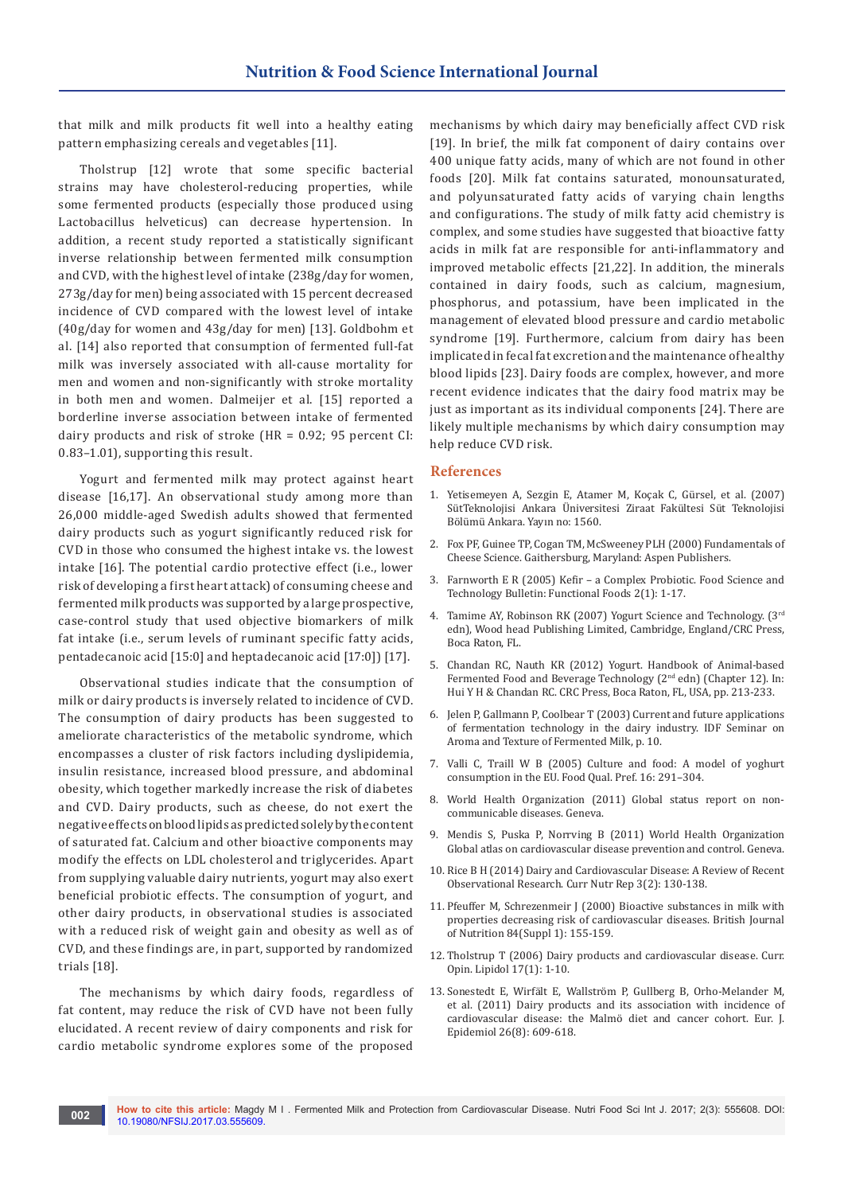that milk and milk products fit well into a healthy eating pattern emphasizing cereals and vegetables [11].

Tholstrup [12] wrote that some specific bacterial strains may have cholesterol-reducing properties, while some fermented products (especially those produced using Lactobacillus helveticus) can decrease hypertension. In addition, a recent study reported a statistically significant inverse relationship between fermented milk consumption and CVD, with the highest level of intake (238g/day for women, 273g/day for men) being associated with 15 percent decreased incidence of CVD compared with the lowest level of intake (40g/day for women and 43g/day for men) [13]. Goldbohm et al. [14] also reported that consumption of fermented full-fat milk was inversely associated with all-cause mortality for men and women and non-significantly with stroke mortality in both men and women. Dalmeijer et al. [15] reported a borderline inverse association between intake of fermented dairy products and risk of stroke (HR = 0.92; 95 percent CI: 0.83–1.01), supporting this result.

Yogurt and fermented milk may protect against heart disease [16,17]. An observational study among more than 26,000 middle-aged Swedish adults showed that fermented dairy products such as yogurt significantly reduced risk for CVD in those who consumed the highest intake vs. the lowest intake [16]. The potential cardio protective effect (i.e., lower risk of developing a first heart attack) of consuming cheese and fermented milk products was supported by a large prospective, case-control study that used objective biomarkers of milk fat intake (i.e., serum levels of ruminant specific fatty acids, pentadecanoic acid [15:0] and heptadecanoic acid [17:0]) [17].

Observational studies indicate that the consumption of milk or dairy products is inversely related to incidence of CVD. The consumption of dairy products has been suggested to ameliorate characteristics of the metabolic syndrome, which encompasses a cluster of risk factors including dyslipidemia, insulin resistance, increased blood pressure, and abdominal obesity, which together markedly increase the risk of diabetes and CVD. Dairy products, such as cheese, do not exert the negative effects on blood lipids as predicted solely by the content of saturated fat. Calcium and other bioactive components may modify the effects on LDL cholesterol and triglycerides. Apart from supplying valuable dairy nutrients, yogurt may also exert beneficial probiotic effects. The consumption of yogurt, and other dairy products, in observational studies is associated with a reduced risk of weight gain and obesity as well as of CVD, and these findings are, in part, supported by randomized trials [18].

The mechanisms by which dairy foods, regardless of fat content, may reduce the risk of CVD have not been fully elucidated. A recent review of dairy components and risk for cardio metabolic syndrome explores some of the proposed mechanisms by which dairy may beneficially affect CVD risk [19]. In brief, the milk fat component of dairy contains over 400 unique fatty acids, many of which are not found in other foods [20]. Milk fat contains saturated, monounsaturated, and polyunsaturated fatty acids of varying chain lengths and configurations. The study of milk fatty acid chemistry is complex, and some studies have suggested that bioactive fatty acids in milk fat are responsible for anti-inflammatory and improved metabolic effects [21,22]. In addition, the minerals contained in dairy foods, such as calcium, magnesium, phosphorus, and potassium, have been implicated in the management of elevated blood pressure and cardio metabolic syndrome [19]. Furthermore, calcium from dairy has been implicated in fecal fat excretion and the maintenance of healthy blood lipids [23]. Dairy foods are complex, however, and more recent evidence indicates that the dairy food matrix may be just as important as its individual components [24]. There are likely multiple mechanisms by which dairy consumption may help reduce CVD risk.

## References

1. Yetisemeyen A, Sezgin E, Atamer M, Koçak C, Gürsel, et al. (2007) SütTeknolojisi Ankara Üniversitesi Ziraat Fakültesi Süt Teknolojisi Bölümü Ankara. Yayın no: 1560.
2. Fox PF, Guinee TP, Cogan TM, McSweeney PLH (2000) Fundamentals of Cheese Science. Gaithersburg, Maryland: Aspen Publishers.
3. Farnworth E R (2005) Kefir – a Complex Probiotic. Food Science and Technology Bulletin: Functional Foods 2(1): 1-17.
4. Tamime AY, Robinson RK (2007) Yogurt Science and Technology. (3rd edn), Wood head Publishing Limited, Cambridge, England/CRC Press, Boca Raton, FL.
5. Chandan RC, Nauth KR (2012) Yogurt. Handbook of Animal-based Fermented Food and Beverage Technology (2nd edn) (Chapter 12). In: Hui Y H & Chandan RC. CRC Press, Boca Raton, FL, USA, pp. 213-233.
6. Jelen P, Gallmann P, Coolbear T (2003) Current and future applications of fermentation technology in the dairy industry. IDF Seminar on Aroma and Texture of Fermented Milk, p. 10.
7. Valli C, Traill W B (2005) Culture and food: A model of yoghurt consumption in the EU. Food Qual. Pref. 16: 291–304.
8. World Health Organization (2011) Global status report on non-communicable diseases. Geneva.
9. Mendis S, Puska P, Norrving B (2011) World Health Organization Global atlas on cardiovascular disease prevention and control. Geneva.
10. Rice B H (2014) Dairy and Cardiovascular Disease: A Review of Recent Observational Research. Curr Nutr Rep 3(2): 130-138.
11. Pfeuffer M, Schrezenmeir J (2000) Bioactive substances in milk with properties decreasing risk of cardiovascular diseases. British Journal of Nutrition 84(Suppl 1): 155-159.
12. Tholstrup T (2006) Dairy products and cardiovascular disease. Curr. Opin. Lipidol 17(1): 1-10.
13. Sonestedt E, Wirfält E, Wallström P, Gullberg B, Orho-Melander M, et al. (2011) Dairy products and its association with incidence of cardiovascular disease: the Malmö diet and cancer cohort. Eur. J. Epidemiol 26(8): 609-618.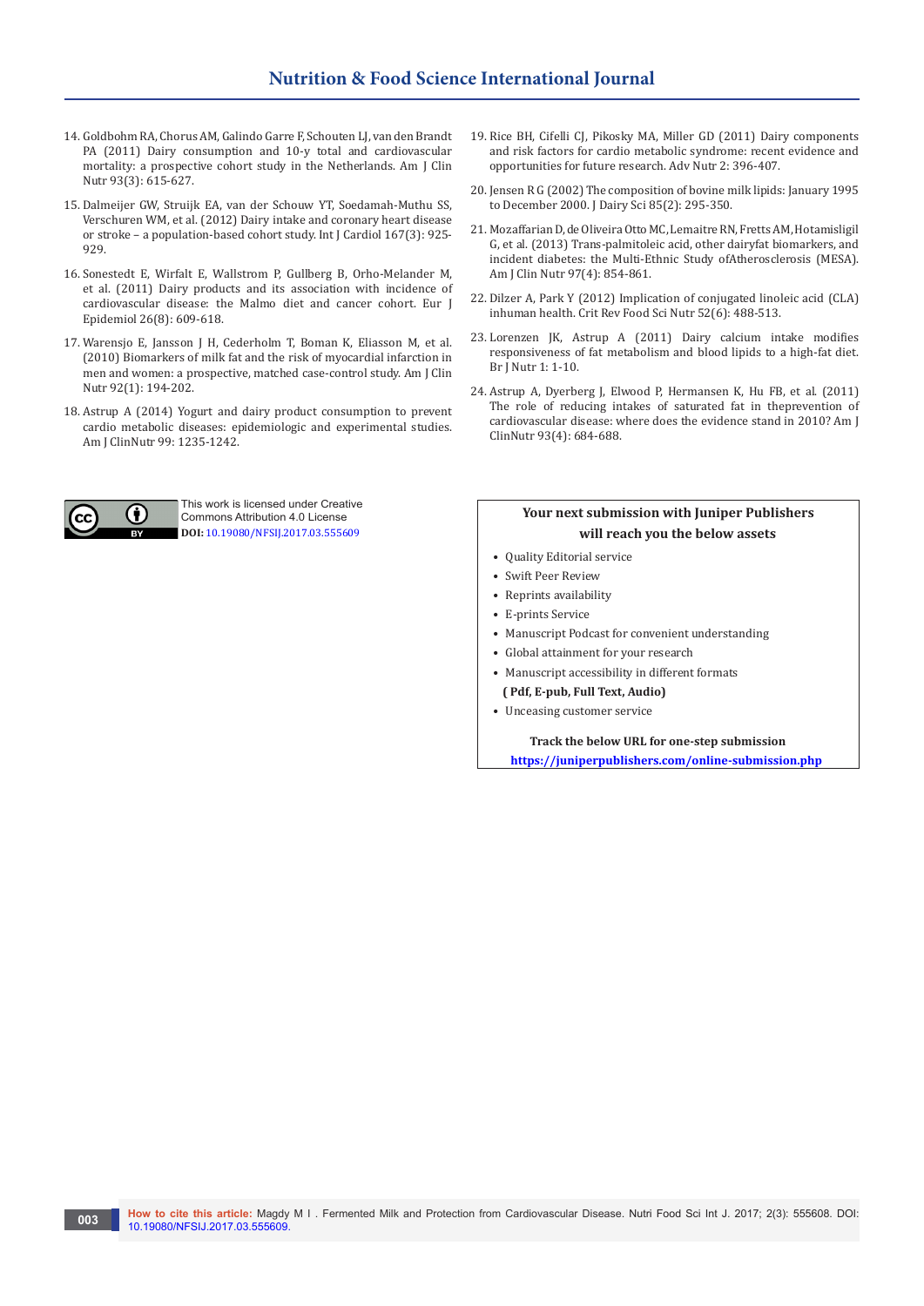14. Goldbohm RA, Chorus AM, Galindo Garre F, Schouten LJ, van den Brandt PA (2011) Dairy consumption and 10-y total and cardiovascular mortality: a prospective cohort study in the Netherlands. Am J Clin Nutr 93(3): 615-627.
15. Dalmeijer GW, Struijk EA, van der Schouw YT, Soedamah-Muthu SS, Verschuren WM, et al. (2012) Dairy intake and coronary heart disease or stroke – a population-based cohort study. Int J Cardiol 167(3): 925-929.
16. Sonestedt E, Wirfalt E, Wallstrom P, Gullberg B, Orho-Melander M, et al. (2011) Dairy products and its association with incidence of cardiovascular disease: the Malmo diet and cancer cohort. Eur J Epidemiol 26(8): 609-618.
17. Warensjo E, Jansson J H, Cederholm T, Boman K, Eliasson M, et al. (2010) Biomarkers of milk fat and the risk of myocardial infarction in men and women: a prospective, matched case-control study. Am J Clin Nutr 92(1): 194-202.
18. Astrup A (2014) Yogurt and dairy product consumption to prevent cardio metabolic diseases: epidemiologic and experimental studies. Am J ClinNutr 99: 1235-1242.
19. Rice BH, Cifelli CJ, Pikosky MA, Miller GD (2011) Dairy components and risk factors for cardio metabolic syndrome: recent evidence and opportunities for future research. Adv Nutr 2: 396-407.
20. Jensen R G (2002) The composition of bovine milk lipids: January 1995 to December 2000. J Dairy Sci 85(2): 295-350.
21. Mozaffarian D, de Oliveira Otto MC, Lemaitre RN, Fretts AM, Hotamisligil G, et al. (2013) Trans-palmitoleic acid, other dairyfat biomarkers, and incident diabetes: the Multi-Ethnic Study ofAtherosclerosis (MESA). Am J Clin Nutr 97(4): 854-861.
22. Dilzer A, Park Y (2012) Implication of conjugated linoleic acid (CLA) inhuman health. Crit Rev Food Sci Nutr 52(6): 488-513.
23. Lorenzen JK, Astrup A (2011) Dairy calcium intake modifies responsiveness of fat metabolism and blood lipids to a high-fat diet. Br J Nutr 1: 1-10.
24. Astrup A, Dyerberg J, Elwood P, Hermansen K, Hu FB, et al. (2011) The role of reducing intakes of saturated fat in theprevention of cardiovascular disease: where does the evidence stand in 2010? Am J ClinNutr 93(4): 684-688.

This work is licensed under Creative Commons Attribution 4.0 License
**DOI:** 10.19080/NFSIJ.2017.03.555609

**Your next submission with Juniper Publishers will reach you the below assets**

- Quality Editorial service
- Swift Peer Review
- Reprints availability
- E-prints Service
- Manuscript Podcast for convenient understanding
- Global attainment for your research
- Manuscript accessibility in different formats
  **( Pdf, E-pub, Full Text, Audio)**
- Unceasing customer service

**Track the below URL for one-step submission**
**https://juniperpublishers.com/online-submission.php**

**How to cite this article:** Magdy M I . Fermented Milk and Protection from Cardiovascular Disease. Nutri Food Sci Int J. 2017; 2(3): 555608. DOI: 10.19080/NFSIJ.2017.03.555609.